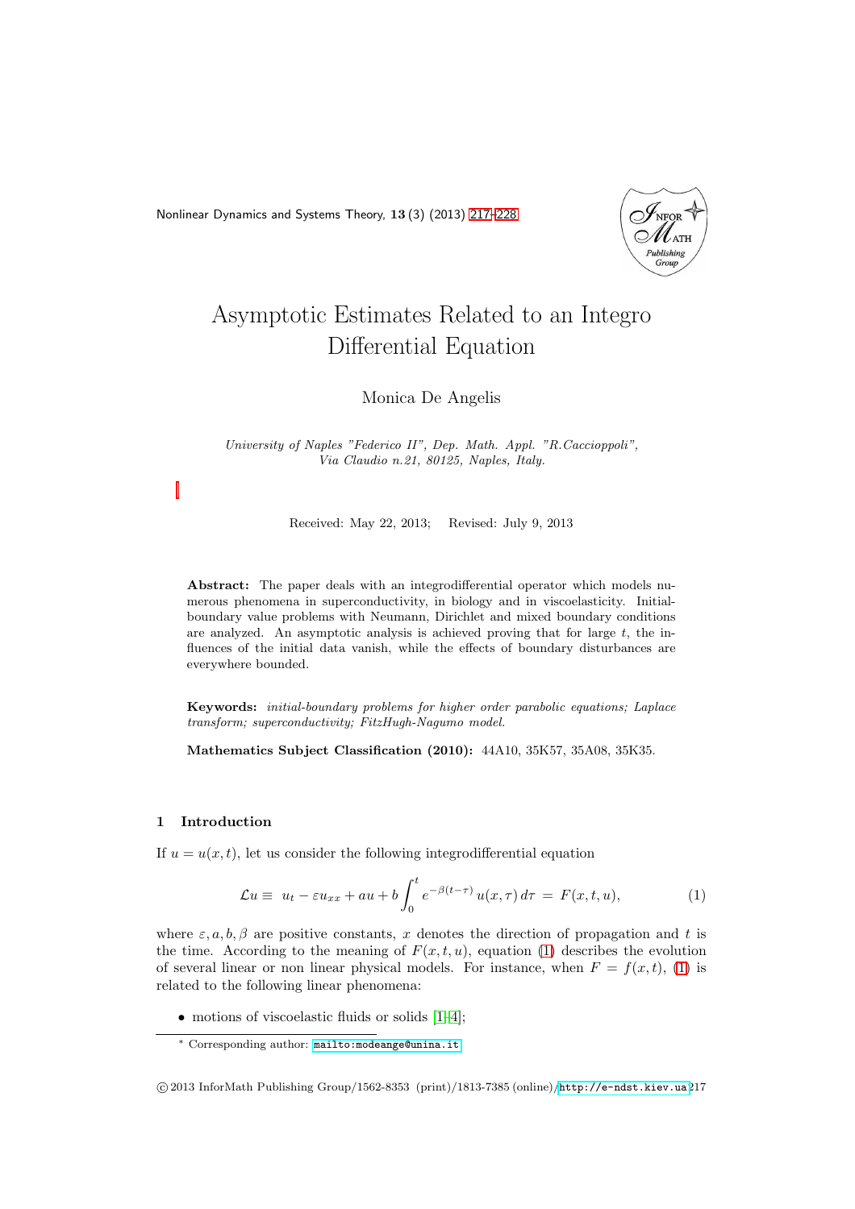# Asymptotic Estimates Related to an Integro Differential Equation

Monica De Angelis

*University of Naples "Federico II", Dep. Math. Appl. "R.Caccioppoli", Via Claudio n.21, 80125, Naples, Italy.*

Received: May 22, 2013; Revised: July 9, 2013

**Abstract:** The paper deals with an integrodifferential operator which models numerous phenomena in superconductivity, in biology and in viscoelasticity. Initial-boundary value problems with Neumann, Dirichlet and mixed boundary conditions are analyzed. An asymptotic analysis is achieved proving that for large $t$, the influences of the initial data vanish, while the effects of boundary disturbances are everywhere bounded.

**Keywords:** *initial-boundary problems for higher order parabolic equations; Laplace transform; superconductivity; FitzHugh-Nagumo model.*

**Mathematics Subject Classification (2010):** 44A10, 35K57, 35A08, 35K35.

## 1 Introduction

If $u = u(x, t)$, let us consider the following integrodifferential equation

$$\mathcal{L}u \equiv \; u_t - \varepsilon u_{xx} + au + b\int_0^t e^{-\beta(t-\tau)}\, u(x,\tau)\, d\tau \;=\; F(x,t,u), \tag{1}$$

where $\varepsilon, a, b, \beta$ are positive constants, $x$ denotes the direction of propagation and $t$ is the time. According to the meaning of $F(x, t, u)$, equation (1) describes the evolution of several linear or non linear physical models. For instance, when $F = f(x, t)$, (1) is related to the following linear phenomena:

- motions of viscoelastic fluids or solids [1–4];

---

[*] Corresponding author: mailto:modeange@unina.it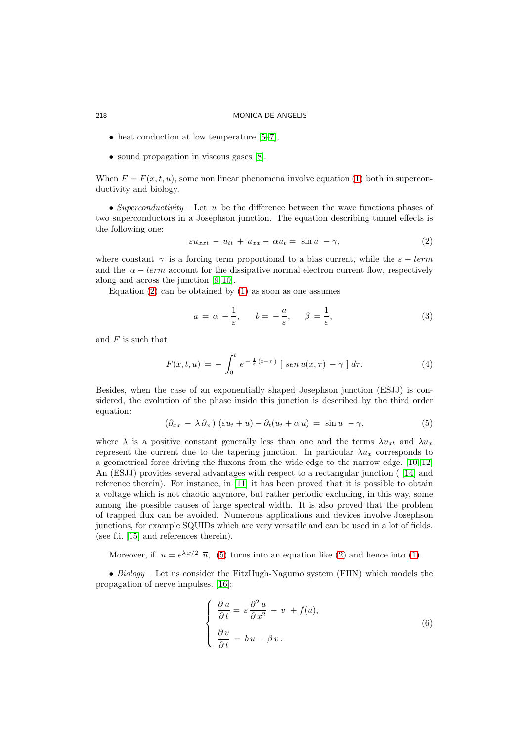- heat conduction at low temperature [5–7],
- sound propagation in viscous gases [8].

When $F = F(x,t,u)$, some non linear phenomena involve equation (1) both in superconductivity and biology.

- *Superconductivity* – Let $u$ be the difference between the wave functions phases of two superconductors in a Josephson junction. The equation describing tunnel effects is the following one:

$$\varepsilon u_{xxt} - u_{tt} + u_{xx} - \alpha u_t = \sin u - \gamma, \tag{2}$$

where constant $\gamma$ is a forcing term proportional to a bias current, while the $\varepsilon - term$ and the $\alpha - term$ account for the dissipative normal electron current flow, respectively along and across the junction [9, 10].

Equation (2) can be obtained by (1) as soon as one assumes

$$a = \alpha - \frac{1}{\varepsilon}, \qquad b = -\frac{a}{\varepsilon}, \qquad \beta = \frac{1}{\varepsilon}, \tag{3}$$

and $F$ is such that

$$F(x,t,u) = -\int_0^t e^{-\frac{1}{\varepsilon}(t-\tau)} \left[\, sen\, u(x,\tau) - \gamma \,\right] d\tau. \tag{4}$$

Besides, when the case of an exponentially shaped Josephson junction (ESJJ) is considered, the evolution of the phase inside this junction is described by the third order equation:

$$(\partial_{xx} - \lambda\, \partial_x)\, (\varepsilon u_t + u) - \partial_t(u_t + \alpha\, u) = \sin u - \gamma, \tag{5}$$

where $\lambda$ is a positive constant generally less than one and the terms $\lambda u_{xt}$ and $\lambda u_x$ represent the current due to the tapering junction. In particular $\lambda u_x$ corresponds to a geometrical force driving the fluxons from the wide edge to the narrow edge. [10–12] An (ESJJ) provides several advantages with respect to a rectangular junction ( [14] and reference therein). For instance, in [11] it has been proved that it is possible to obtain a voltage which is not chaotic anymore, but rather periodic excluding, in this way, some among the possible causes of large spectral width. It is also proved that the problem of trapped flux can be avoided. Numerous applications and devices involve Josephson junctions, for example SQUIDs which are very versatile and can be used in a lot of fields. (see f.i. [15] and references therein).

Moreover, if $u = e^{\lambda x/2}\ \overline{u}$, (5) turns into an equation like (2) and hence into (1).

- *Biology* – Let us consider the FitzHugh-Nagumo system (FHN) which models the propagation of nerve impulses. [16]:

$$\begin{cases} \dfrac{\partial u}{\partial t} = \varepsilon \dfrac{\partial^2 u}{\partial x^2} - v + f(u), \\[2ex] \dfrac{\partial v}{\partial t} = b\, u - \beta\, v\,. \end{cases} \tag{6}$$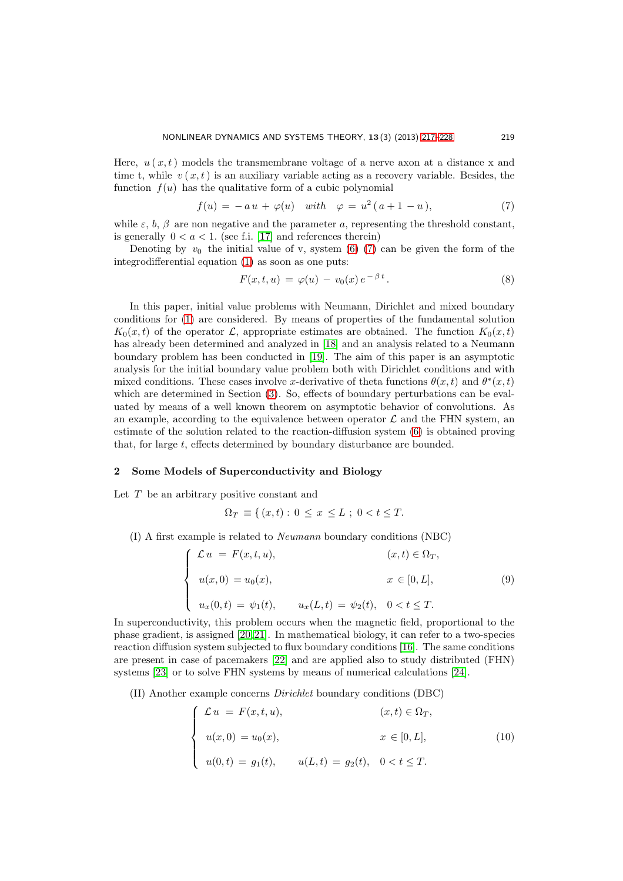Here, $u(x,t)$ models the transmembrane voltage of a nerve axon at a distance x and time t, while $v(x,t)$ is an auxiliary variable acting as a recovery variable. Besides, the function $f(u)$ has the qualitative form of a cubic polynomial

$$f(u) = -a\,u + \varphi(u) \quad with \quad \varphi = u^2\,(a+1-u), \tag{7}$$

while $\varepsilon$, $b$, $\beta$ are non negative and the parameter $a$, representing the threshold constant, is generally $0 < a < 1$. (see f.i. [17] and references therein)

Denoting by $v_0$ the initial value of v, system (6) (7) can be given the form of the integrodifferential equation (1) as soon as one puts:

$$F(x,t,u) = \varphi(u) - v_0(x)\,e^{-\beta t}. \tag{8}$$

In this paper, initial value problems with Neumann, Dirichlet and mixed boundary conditions for (1) are considered. By means of properties of the fundamental solution $K_0(x,t)$ of the operator $\mathcal{L}$, appropriate estimates are obtained. The function $K_0(x,t)$ has already been determined and analyzed in [18] and an analysis related to a Neumann boundary problem has been conducted in [19]. The aim of this paper is an asymptotic analysis for the initial boundary value problem both with Dirichlet conditions and with mixed conditions. These cases involve $x$-derivative of theta functions $\theta(x,t)$ and $\theta^*(x,t)$ which are determined in Section (3). So, effects of boundary perturbations can be evaluated by means of a well known theorem on asymptotic behavior of convolutions. As an example, according to the equivalence between operator $\mathcal{L}$ and the FHN system, an estimate of the solution related to the reaction-diffusion system (6) is obtained proving that, for large $t$, effects determined by boundary disturbance are bounded.

## 2 Some Models of Superconductivity and Biology

Let $T$ be an arbitrary positive constant and

$$\Omega_T \equiv \{(x,t) : 0 \le x \le L\,;\ 0 < t \le T.$$

(I) A first example is related to *Neumann* boundary conditions (NBC)

$$\begin{cases} \mathcal{L}\,u = F(x,t,u), & (x,t) \in \Omega_T, \\ u(x,0) = u_0(x), & x \in [0,L], \\ u_x(0,t) = \psi_1(t), \qquad u_x(L,t) = \psi_2(t), & 0 < t \le T. \end{cases} \tag{9}$$

In superconductivity, this problem occurs when the magnetic field, proportional to the phase gradient, is assigned [20,21]. In mathematical biology, it can refer to a two-species reaction diffusion system subjected to flux boundary conditions [16]. The same conditions are present in case of pacemakers [22] and are applied also to study distributed (FHN) systems [23] or to solve FHN systems by means of numerical calculations [24].

(II) Another example concerns *Dirichlet* boundary conditions (DBC)

$$\begin{cases} \mathcal{L}\,u = F(x,t,u), & (x,t) \in \Omega_T, \\ u(x,0) = u_0(x), & x \in [0,L], \\ u(0,t) = g_1(t), \qquad u(L,t) = g_2(t), & 0 < t \le T. \end{cases} \tag{10}$$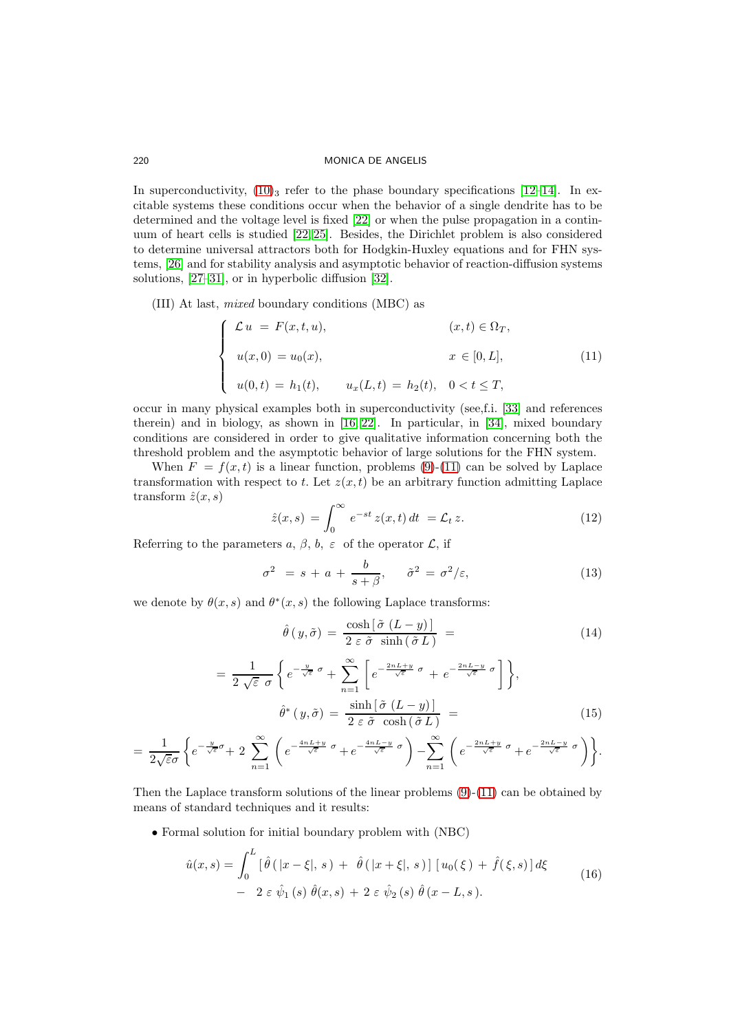In superconductivity, (10)$_3$ refer to the phase boundary specifications [12–14]. In excitable systems these conditions occur when the behavior of a single dendrite has to be determined and the voltage level is fixed [22] or when the pulse propagation in a continuum of heart cells is studied [22, 25]. Besides, the Dirichlet problem is also considered to determine universal attractors both for Hodgkin-Huxley equations and for FHN systems, [26] and for stability analysis and asymptotic behavior of reaction-diffusion systems solutions, [27–31], or in hyperbolic diffusion [32].

(III) At last, *mixed* boundary conditions (MBC) as

$$
\begin{cases}
\mathcal{L}\,u \;=\; F(x,t,u), & (x,t)\in\Omega_T,\\[2mm]
u(x,0) \;=\; u_0(x), & x\,\in[0,L],\\[2mm]
u(0,t) \;=\; h_1(t), \qquad u_x(L,t) \;=\; h_2(t), & 0<t\leq T,
\end{cases}
\tag{11}
$$

occur in many physical examples both in superconductivity (see,f.i. [33] and references therein) and in biology, as shown in [16, 22]. In particular, in [34], mixed boundary conditions are considered in order to give qualitative information concerning both the threshold problem and the asymptotic behavior of large solutions for the FHN system.

When $F = f(x,t)$ is a linear function, problems (9)-(11) can be solved by Laplace transformation with respect to $t$. Let $z(x,t)$ be an arbitrary function admitting Laplace transform $\hat{z}(x,s)$

$$
\hat{z}(x,s) \,=\int_0^\infty e^{-st}\,z(x,t)\,dt \;=\mathcal{L}_t\,z. \tag{12}
$$

Referring to the parameters $a,\ \beta,\ b,\ \varepsilon$ of the operator $\mathcal{L}$, if

$$
\sigma^2 \;=\, s\,+\,a\,+\,\frac{b}{s+\beta}, \qquad \tilde{\sigma}^2\,=\,\sigma^2/\varepsilon, \tag{13}
$$

we denote by $\theta(x,s)$ and $\theta^*(x,s)$ the following Laplace transforms:

$$
\hat{\theta}\,(\,y,\tilde{\sigma})\,=\,\frac{\cosh\left[\,\tilde{\sigma}\,\,(L-y)\,\right]}{2\,\varepsilon\,\,\tilde{\sigma}\,\,\,\sinh\,(\,\tilde{\sigma}\,L\,)}\;= \tag{14}
$$

$$
=\,\frac{1}{2\,\sqrt{\varepsilon}\,\,\sigma}\left\{\,e^{-\frac{y}{\sqrt{\varepsilon}}\,\sigma}\,+\,\sum_{n=1}^{\infty}\,\left[\,e^{-\frac{2nL+y}{\sqrt{\varepsilon}}\,\sigma}\,+\,e^{-\frac{2nL-y}{\sqrt{\varepsilon}}\,\sigma}\,\right]\right\},
$$

$$
\hat{\theta}^*\,(\,y,\tilde{\sigma})\,=\,\frac{\sinh\left[\,\tilde{\sigma}\,\,(L-y)\,\right]}{2\,\varepsilon\,\,\tilde{\sigma}\,\,\,\cosh\,(\,\tilde{\sigma}\,L\,)}\;= \tag{15}
$$

$$
=\,\frac{1}{2\sqrt{\varepsilon}\sigma}\left\{e^{-\frac{y}{\sqrt{\varepsilon}}\sigma}+\,2\,\sum_{n=1}^{\infty}\,\left(e^{-\frac{4nL+y}{\sqrt{\varepsilon}}\,\sigma}+e^{-\frac{4nL-y}{\sqrt{\varepsilon}}\,\sigma}\right)-\sum_{n=1}^{\infty}\,\left(e^{-\frac{2nL+y}{\sqrt{\varepsilon}}\,\sigma}+e^{-\frac{2nL-y}{\sqrt{\varepsilon}}\,\sigma}\right)\right\}.
$$

Then the Laplace transform solutions of the linear problems (9)-(11) can be obtained by means of standard techniques and it results:

- Formal solution for initial boundary problem with (NBC)

$$
\begin{aligned}
\hat{u}(x,s) = &\int_0^L \left[\,\hat{\theta}\,(\,|x-\xi|,\,s\,)\,+\,\,\hat{\theta}\,(\,|x+\xi|,\,s\,)\,\right]\,\left[\,u_0(\,\xi\,)\,+\,\hat{f}(\,\xi,s)\,\right]d\xi\\
&-\;\;2\;\varepsilon\;\hat{\psi}_1\,(s)\;\hat{\theta}(x,s)\,+\,2\;\varepsilon\;\hat{\psi}_2\,(s)\;\hat{\theta}\,(x-L,s\,).
\end{aligned}
\tag{16}
$$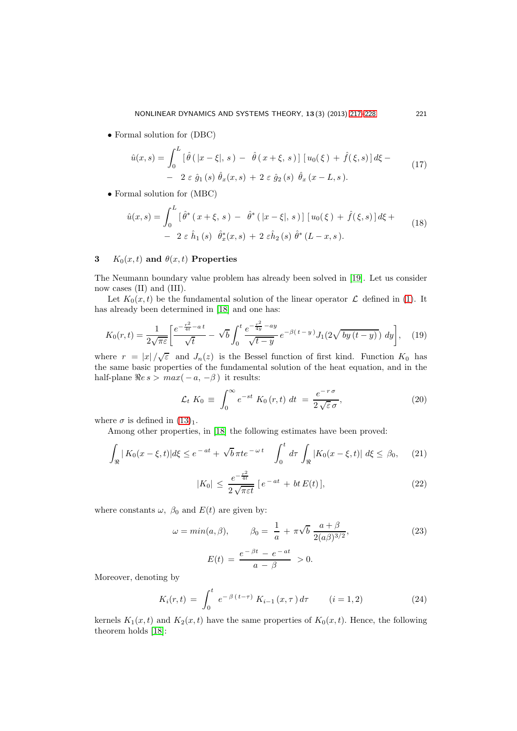• Formal solution for (DBC)

$$\hat{u}(x,s) = \int_0^L [\hat{\theta}(|x-\xi|, s) - \hat{\theta}(x+\xi, s)] [u_0(\xi) + \hat{f}(\xi,s)] d\xi - \\ - 2\varepsilon \hat{g}_1(s) \hat{\theta}_x(x,s) + 2\varepsilon \hat{g}_2(s) \hat{\theta}_x(x-L,s). \tag{17}$$

• Formal solution for (MBC)

$$\hat{u}(x,s) = \int_0^L [\hat{\theta}^*(x+\xi, s) - \hat{\theta}^*(|x-\xi|, s)] [u_0(\xi) + \hat{f}(\xi,s)] d\xi + \\ - 2\varepsilon \hat{h}_1(s) \hat{\theta}^*_x(x,s) + 2\varepsilon \hat{h}_2(s) \hat{\theta}^*(L-x,s). \tag{18}$$

## 3 $K_0(x,t)$ and $\theta(x,t)$ Properties

The Neumann boundary value problem has already been solved in [19]. Let us consider now cases (II) and (III).

Let $K_0(x,t)$ be the fundamental solution of the linear operator $\mathcal{L}$ defined in (1). It has already been determined in [18] and one has:

$$K_0(r,t) = \frac{1}{2\sqrt{\pi\varepsilon}} \left[ \frac{e^{-\frac{r^2}{4t} - at}}{\sqrt{t}} - \sqrt{b} \int_0^t \frac{e^{-\frac{r^2}{4y} - ay}}{\sqrt{t-y}} e^{-\beta(t-y)} J_1(2\sqrt{by(t-y)})\, dy \right], \tag{19}$$

where $r = |x|/\sqrt{\varepsilon}$ and $J_n(z)$ is the Bessel function of first kind. Function $K_0$ has the same basic properties of the fundamental solution of the heat equation, and in the half-plane $\Re e\, s > max(-a, -\beta)$ it results:

$$\mathcal{L}_t\, K_0 \equiv \int_0^\infty e^{-st}\, K_0(r,t)\, dt = \frac{e^{-r\sigma}}{2\sqrt{\varepsilon}\,\sigma}, \tag{20}$$

where $\sigma$ is defined in $(13)_1$.

Among other properties, in [18] the following estimates have been proved:

$$\int_{\Re} |K_0(x-\xi,t)| d\xi \le e^{-at} + \sqrt{b}\,\pi t e^{-\omega t} \quad \int_0^t d\tau \int_{\Re} |K_0(x-\xi,t)|\, d\xi \le \beta_0, \tag{21}$$

$$|K_0| \le \frac{e^{-\frac{r^2}{4t}}}{2\sqrt{\pi\varepsilon t}} [e^{-at} + bt\, E(t)], \tag{22}$$

where constants $\omega$, $\beta_0$ and $E(t)$ are given by:

$$\omega = min(a,\beta), \qquad \beta_0 = \frac{1}{a} + \pi\sqrt{b}\, \frac{a+\beta}{2(a\beta)^{3/2}}, \tag{23}$$

$$E(t) = \frac{e^{-\beta t} - e^{-at}}{a - \beta} > 0.$$

Moreover, denoting by

$$K_i(r,t) = \int_0^t e^{-\beta(t-\tau)} K_{i-1}(x,\tau)\, d\tau \qquad (i = 1,2) \tag{24}$$

kernels $K_1(x,t)$ and $K_2(x,t)$ have the same properties of $K_0(x,t)$. Hence, the following theorem holds [18]: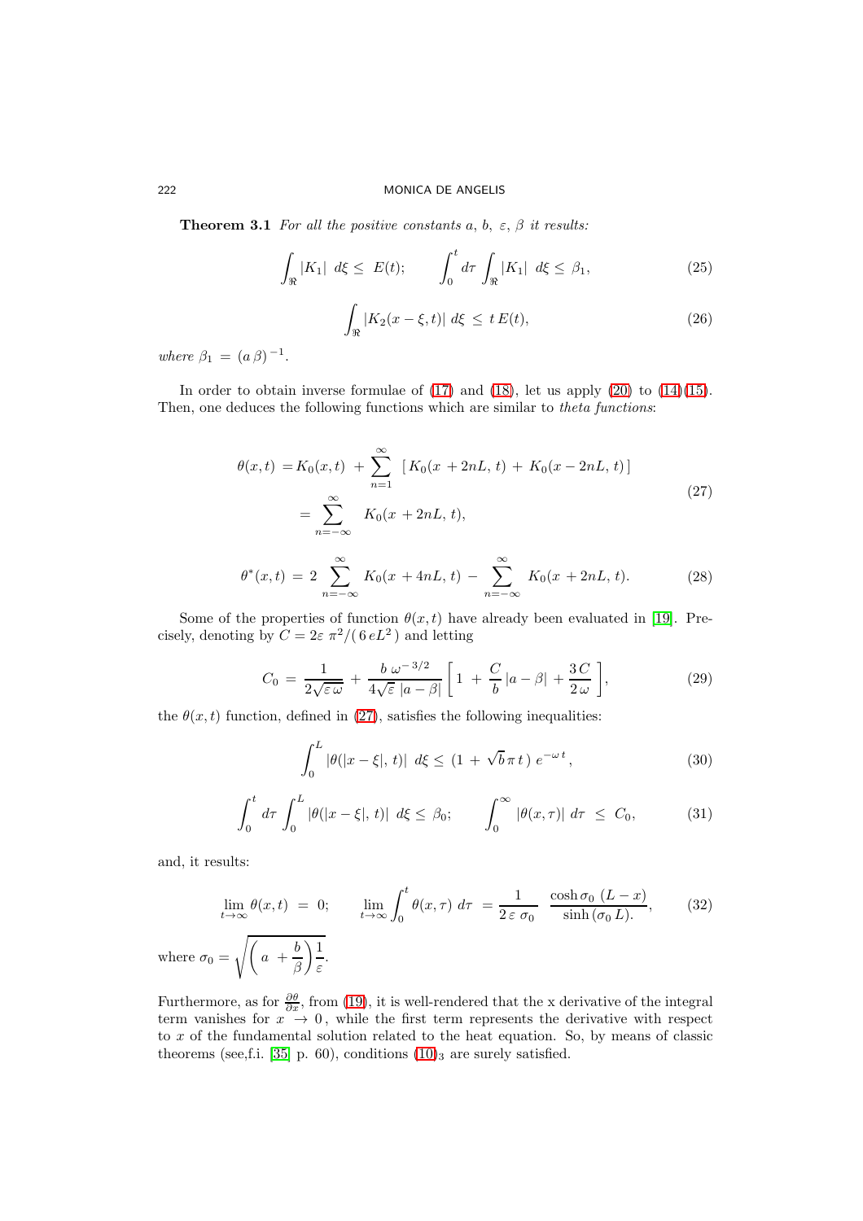**Theorem 3.1** *For all the positive constants $a$, $b$, $\varepsilon$, $\beta$ it results:*

$$\int_{\Re} |K_1| \; d\xi \leq \; E(t); \qquad \int_0^t d\tau \int_{\Re} |K_1| \; d\xi \, \leq \, \beta_1, \tag{25}$$

$$\int_{\Re} |K_2(x-\xi,t)| \; d\xi \; \leq \; t\, E(t), \tag{26}$$

*where* $\beta_1 \, = \, (a\,\beta)^{-1}$.

In order to obtain inverse formulae of (17) and (18), let us apply (20) to (14)(15). Then, one deduces the following functions which are similar to *theta functions*:

$$\begin{aligned}\theta(x,t) \, &= K_0(x,t) \; + \sum_{n=1}^{\infty} \; [\, K_0(x\,+2nL,\, t) \, + \, K_0(x-2nL,\, t)\,] \\ &= \sum_{n=-\infty}^{\infty} \quad K_0(x\,+2nL,\, t),\end{aligned} \tag{27}$$

$$\theta^*(x,t) \, = \, 2 \sum_{n=-\infty}^{\infty} K_0(x\,+4nL,\, t) \, - \, \sum_{n=-\infty}^{\infty} K_0(x\,+2nL,\, t). \tag{28}$$

Some of the properties of function $\theta(x,t)$ have already been evaluated in [19]. Precisely, denoting by $C = 2\varepsilon\; \pi^2/(\,6\,eL^2\,)$ and letting

$$C_0 \, = \, \frac{1}{2\sqrt{\varepsilon\,\omega}} \, + \, \frac{b\;\omega^{-3/2}}{4\sqrt{\varepsilon}\;|a-\beta|}\left[\, 1 \, + \, \frac{C}{b}\,|a-\beta| \, + \frac{3\,C}{2\,\omega}\,\right], \tag{29}$$

the $\theta(x,t)$ function, defined in (27), satisfies the following inequalities:

$$\int_0^L |\theta(|x-\xi|,\, t)| \;\, d\xi \leq \, (1\, + \, \sqrt{b}\,\pi\, t\,)\; e^{-\omega\, t}\,, \tag{30}$$

$$\int_0^t \, d\tau \int_0^L |\theta(|x-\xi|,\, t)| \;\, d\xi \leq \, \beta_0; \qquad \int_0^{\infty} \, |\theta(x,\tau)| \;\, d\tau \;\, \leq \; C_0, \tag{31}$$

and, it results:

$$\lim_{t\to\infty} \theta(x,t) \;\, = \;\, 0; \qquad \lim_{t\to\infty} \int_0^t \theta(x,\tau) \; d\tau \; = \frac{1}{2\,\varepsilon\;\sigma_0} \;\; \frac{\cosh \sigma_0\; (L-x)}{\sinh\,(\sigma_0\,L).}, \tag{32}$$

where $\sigma_0 = \sqrt{\left(\, a \; + \dfrac{b}{\beta}\right)\dfrac{1}{\varepsilon}}$.

Furthermore, as for $\frac{\partial \theta}{\partial x}$, from (19), it is well-rendered that the x derivative of the integral term vanishes for $x \;\rightarrow\; 0\,$, while the first term represents the derivative with respect to $x$ of the fundamental solution related to the heat equation. So, by means of classic theorems (see,f.i. [35] p. 60), conditions $(10)_3$ are surely satisfied.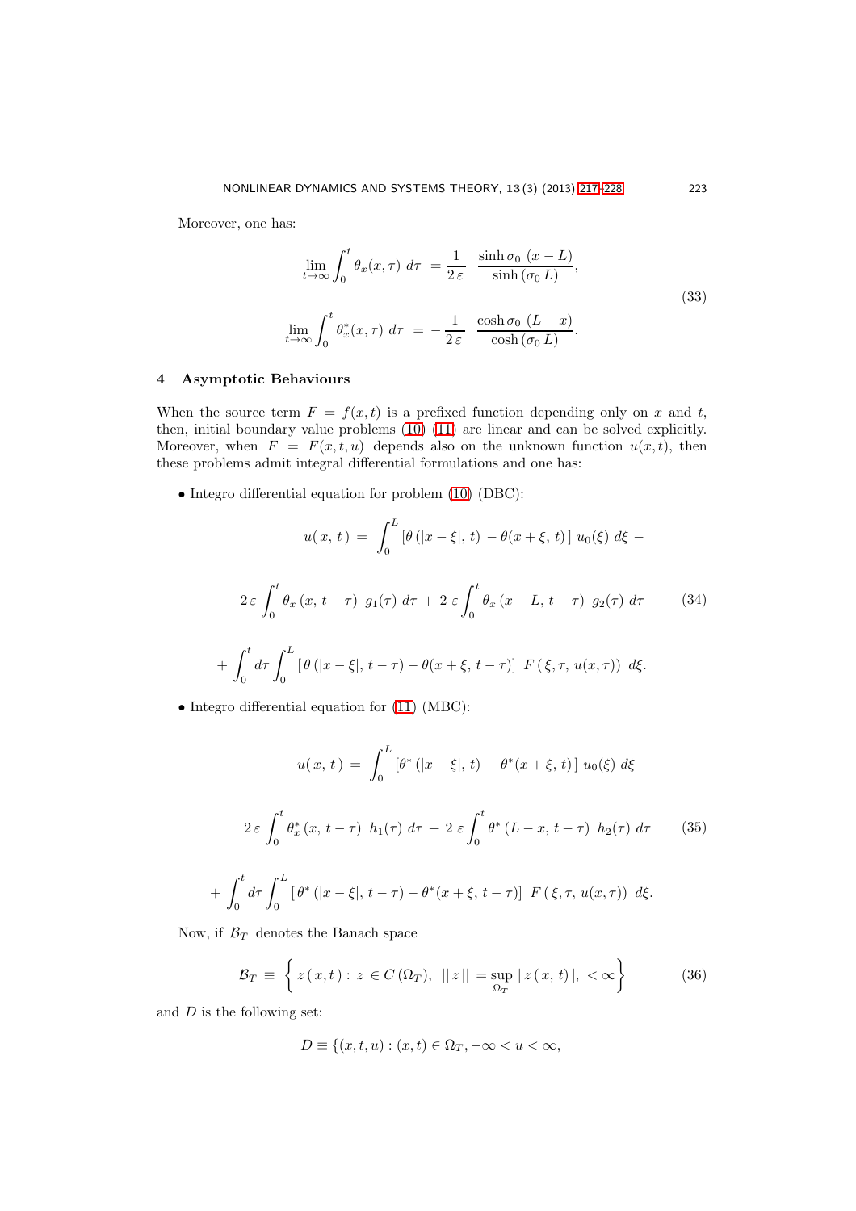Moreover, one has:

$$
\begin{aligned}
\lim_{t\to\infty} \int_0^t \theta_x(x,\tau)\ d\tau \ &= \frac{1}{2\,\varepsilon} \ \ \frac{\sinh\sigma_0\ (x-L)}{\sinh(\sigma_0\,L)}, \\
\lim_{t\to\infty} \int_0^t \theta_x^*(x,\tau)\ d\tau \ &= -\frac{1}{2\,\varepsilon} \ \ \frac{\cosh\sigma_0\ (L-x)}{\cosh(\sigma_0\,L)}.
\end{aligned}
\tag{33}
$$

## 4 Asymptotic Behaviours

When the source term $F = f(x,t)$ is a prefixed function depending only on $x$ and $t$, then, initial boundary value problems (10) (11) are linear and can be solved explicitly. Moreover, when $F = F(x,t,u)$ depends also on the unknown function $u(x,t)$, then these problems admit integral differential formulations and one has:

• Integro differential equation for problem (10) (DBC):

$$
u(\,x,\,t\,) \,=\, \int_0^L \left[\theta\left(|x-\xi|,\,t\right) - \theta(x+\xi,\,t)\,\right]\, u_0(\xi)\ d\xi\ -
$$

$$
2\,\varepsilon \int_0^t \theta_x\left(x,\,t-\tau\right)\ g_1(\tau)\ d\tau \,+\, 2\,\varepsilon \int_0^t \theta_x\left(x-L,\,t-\tau\right)\ g_2(\tau)\ d\tau \tag{34}
$$

$$
+ \int_0^t d\tau \int_0^L \left[\,\theta\left(|x-\xi|,\,t-\tau\right) - \theta(x+\xi,\,t-\tau)\right]\ F\left(\,\xi,\tau,\,u(x,\tau)\right)\ d\xi.
$$

• Integro differential equation for (11) (MBC):

$$
u(\,x,\,t\,) \,=\, \int_0^L \left[\theta^*\left(|x-\xi|,\,t\right) - \theta^*(x+\xi,\,t)\,\right]\, u_0(\xi)\ d\xi\ -
$$

$$
2\,\varepsilon \int_0^t \theta_x^*\left(x,\,t-\tau\right)\ h_1(\tau)\ d\tau \,+\, 2\,\varepsilon \int_0^t \theta^*\left(L-x,\,t-\tau\right)\ h_2(\tau)\ d\tau \tag{35}
$$

$$
+ \int_0^t d\tau \int_0^L \left[\,\theta^*\left(|x-\xi|,\,t-\tau\right) - \theta^*(x+\xi,\,t-\tau)\right]\ F\left(\,\xi,\tau,\,u(x,\tau)\right)\ d\xi.
$$

Now, if $\mathcal{B}_T$ denotes the Banach space

$$
\mathcal{B}_T \,\equiv\, \left\{\, z\,(\,x,t\,) : \, z\,\in C\,(\Omega_T),\ \ ||\,z\,|| \,= \sup_{\Omega_T}\,|\,z\,(\,x,\,t)\,|,\ <\infty \right\} \tag{36}
$$

and $D$ is the following set:

$$
D \equiv \{(x,t,u) : (x,t) \in \Omega_T, -\infty < u < \infty,
$$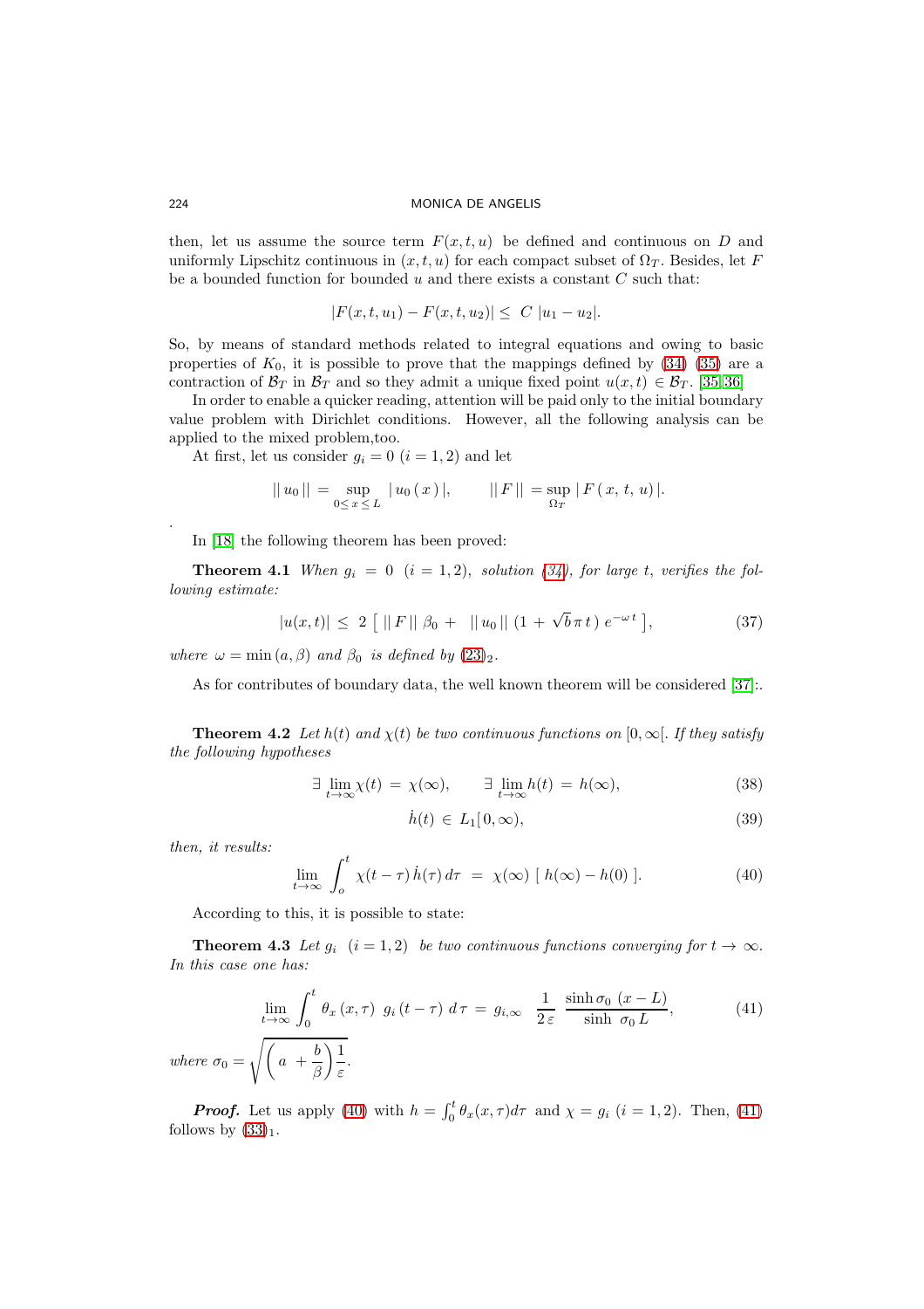then, let us assume the source term $F(x,t,u)$ be defined and continuous on $D$ and uniformly Lipschitz continuous in $(x,t,u)$ for each compact subset of $\Omega_T$. Besides, let $F$ be a bounded function for bounded $u$ and there exists a constant $C$ such that:

$$|F(x,t,u_1) - F(x,t,u_2)| \leq \; C \; |u_1 - u_2|.$$

So, by means of standard methods related to integral equations and owing to basic properties of $K_0$, it is possible to prove that the mappings defined by (34) (35) are a contraction of $\mathcal{B}_T$ in $\mathcal{B}_T$ and so they admit a unique fixed point $u(x,t) \in \mathcal{B}_T$. [35, 36]

In order to enable a quicker reading, attention will be paid only to the initial boundary value problem with Dirichlet conditions. However, all the following analysis can be applied to the mixed problem,too.

At first, let us consider $g_i = 0 \; (i = 1, 2)$ and let

$$||\, u_0 \,|| \;=\; \sup_{0 \leq \, x \, \leq \, L} \; |\, u_0\,(\, x \,)\,|, \qquad ||\, F \,|| \;=\sup_{\Omega_T} |\, F\,(\, x,\, t,\, u)\,|.$$

.

In [18] the following theorem has been proved:

**Theorem 4.1** *When $g_i \;=\; 0 \;\; (i = 1, 2)$, solution (34), for large $t$, verifies the following estimate:*

$$|u(x,t)| \;\leq\; 2 \;\left[\; ||\, F \,||\; \beta_0 \,+\;\; ||\, u_0 \,||\; (1 \,+\, \sqrt{b}\,\pi\, t\,)\; e^{-\omega\, t} \;\right], \tag{37}$$

*where $\omega = \min\,(a, \beta)$ and $\beta_0$ is defined by* $(23)_2$.

As for contributes of boundary data, the well known theorem will be considered [37]:.

**Theorem 4.2** *Let $h(t)$ and $\chi(t)$ be two continuous functions on $[0, \infty[$. If they satisfy the following hypotheses*

$$\exists \lim_{t\to\infty} \chi(t) \;=\; \chi(\infty), \qquad \exists \lim_{t\to\infty} h(t) \;=\; h(\infty), \tag{38}$$

$$\dot{h}(t) \;\in\; L_1[\,0, \infty), \tag{39}$$

*then, it results:*

$$\lim_{t\to\infty} \; \int_o^t \; \chi(t-\tau)\, \dot{h}(\tau)\, d\tau \;\;=\;\; \chi(\infty) \;\, [\; h(\infty) - h(0) \;]. \tag{40}$$

According to this, it is possible to state:

**Theorem 4.3** *Let $g_i \;\; (i = 1, 2)$ be two continuous functions converging for $t \to \infty$. In this case one has:*

$$\lim_{t \to \infty} \int_0^t \, \theta_x\,(x, \tau) \;\; g_i\,(t - \tau) \; d\,\tau \;=\; g_{i, \infty} \;\; \frac{1}{2\,\varepsilon} \;\; \frac{\sinh \sigma_0 \;(x - L)}{\sinh \;\; \sigma_0 \, L}, \tag{41}$$

*where* $\sigma_0 = \sqrt{\left(\, a \; + \dfrac{b}{\beta}\right) \dfrac{1}{\varepsilon}}$.

***Proof.*** Let us apply (40) with $h = \int_0^t \theta_x(x, \tau) d\tau$ and $\chi = g_i \;(i = 1, 2)$. Then, (41) follows by $(33)_1$.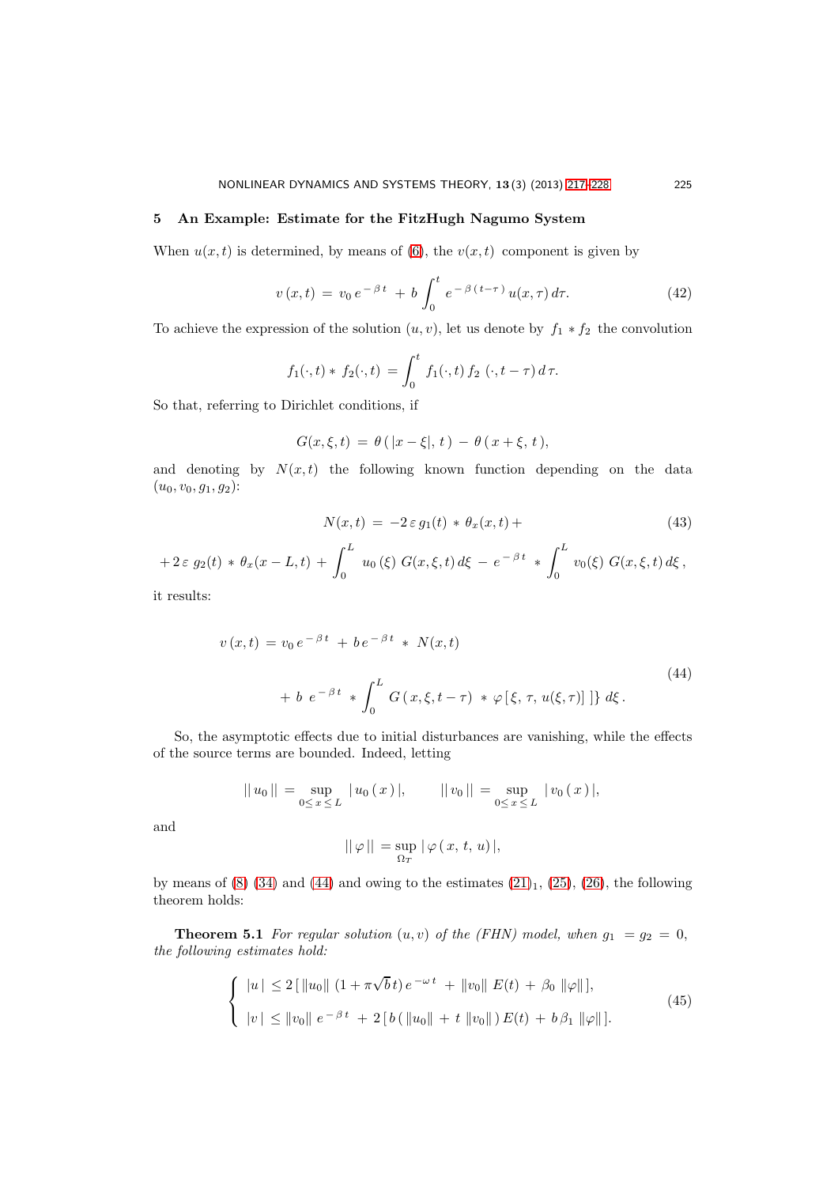## 5 An Example: Estimate for the FitzHugh Nagumo System

When $u(x,t)$ is determined, by means of (6), the $v(x,t)$ component is given by

$$v\,(x,t) \,=\, v_0\, e^{-\,\beta\, t} \,+\, b \int_0^t e^{-\,\beta\,(\,t-\tau\,)}\, u(x,\tau)\, d\tau. \tag{42}$$

To achieve the expression of the solution $(u,v)$, let us denote by $f_1 * f_2$ the convolution

$$f_1(\cdot,t) * \,f_2(\cdot,t) \,=\, \int_0^t \,f_1(\cdot,t)\, f_2\,(\cdot, t-\tau)\, d\,\tau.$$

So that, referring to Dirichlet conditions, if

$$G(x,\xi,t) \,=\, \theta\,(\,|x-\xi|,\,t\,) \,-\, \theta\,(\,x+\xi,\,t\,),$$

and denoting by $N(x,t)$ the following known function depending on the data $(u_0, v_0, g_1, g_2)$:

$$\begin{aligned} N(x,t) \,=\, & -2\,\varepsilon\, g_1(t) \,*\, \theta_x(x,t) + \\ & +2\,\varepsilon\; g_2(t) \,*\, \theta_x(x-L,t) \,+\, \int_0^L \,u_0\,(\xi)\; G(x,\xi,t)\, d\xi \,-\, e^{-\,\beta\, t} \,*\, \int_0^L \,v_0(\xi)\; G(x,\xi,t)\, d\xi\,, \end{aligned} \tag{43}$$

it results:

$$\begin{aligned} v\,(x,t) \,=& \,v_0\, e^{-\,\beta\, t} \,+\, b\, e^{-\,\beta\, t} \,*\, N(x,t) \\ & + \,b\;\, e^{-\,\beta\, t} \,*\, \int_0^L \,G\,(\,x, \xi, t-\tau) \,*\, \varphi\,[\,\xi,\,\tau,\,u(\xi,\tau)]\,]\}\; d\xi\,. \end{aligned} \tag{44}$$

So, the asymptotic effects due to initial disturbances are vanishing, while the effects of the source terms are bounded. Indeed, letting

$$||\,u_0\,|| \,=\, \sup_{0 \leq\, x\, \leq\, L} \,|\,u_0\,(\,x\,)\,|, \qquad ||\,v_0\,|| \,=\, \sup_{0 \leq\, x\, \leq\, L} \,|\,v_0\,(\,x\,)\,|,$$

and

$$||\,\varphi\,|| \,=\sup_{\Omega_T} \,|\,\varphi\,(\,x,\,t,\,u)\,|,$$

by means of (8) (34) and (44) and owing to the estimates $(21)_1$, (25), (26), the following theorem holds:

**Theorem 5.1** *For regular solution $(u,v)$ of the (FHN) model, when $g_1 \,= g_2 \,=\, 0$, the following estimates hold:*

$$\begin{cases} \;|u\,| \,\leq 2\,[\,\|u_0\|\,\,(1+\pi\sqrt{b}\,t)\,e^{-\,\omega\, t} \,+\, \|v_0\|\; E(t) \,+\, \beta_0\;\|\varphi\|\,], \\[2mm] \;|v\,| \,\leq \|v_0\|\; e^{-\,\beta\, t} \,+\, 2\,[\,b\,(\,\|u_0\| \,+\, t\;\|v_0\|\,)\,E(t) \,+\, b\,\beta_1\;\|\varphi\|\,]. \end{cases} \tag{45}$$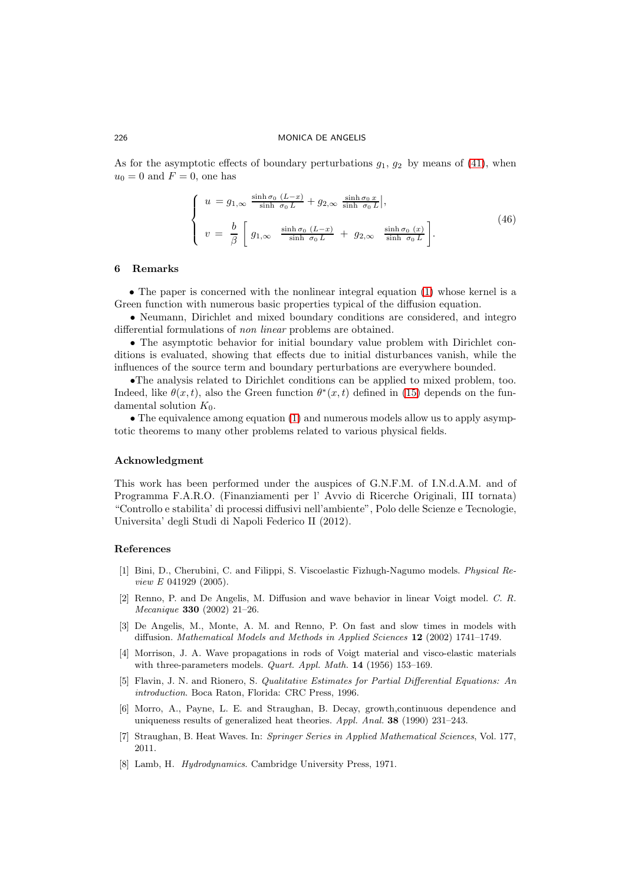As for the asymptotic effects of boundary perturbations $g_1$, $g_2$ by means of (41), when $u_0 = 0$ and $F = 0$, one has

$$
\begin{cases}
u = g_{1,\infty} \frac{\sinh \sigma_0 \,(L-x)}{\sinh \,\sigma_0 \,L} + g_{2,\infty} \frac{\sinh \sigma_0 \,x}{\sinh \,\sigma_0 \,L} \Big|, \\[2ex]
v = \dfrac{b}{\beta} \left[ g_{1,\infty} \quad \frac{\sinh \sigma_0 \,(L-x)}{\sinh \,\sigma_0 \,L} + g_{2,\infty} \quad \frac{\sinh \sigma_0 \,(x)}{\sinh \,\sigma_0 \,L} \right].
\end{cases}
\tag{46}
$$

## 6 Remarks

• The paper is concerned with the nonlinear integral equation (1) whose kernel is a Green function with numerous basic properties typical of the diffusion equation.

• Neumann, Dirichlet and mixed boundary conditions are considered, and integro differential formulations of *non linear* problems are obtained.

• The asymptotic behavior for initial boundary value problem with Dirichlet conditions is evaluated, showing that effects due to initial disturbances vanish, while the influences of the source term and boundary perturbations are everywhere bounded.

•The analysis related to Dirichlet conditions can be applied to mixed problem, too. Indeed, like $\theta(x,t)$, also the Green function $\theta^*(x,t)$ defined in (15) depends on the fundamental solution $K_0$.

• The equivalence among equation (1) and numerous models allow us to apply asymptotic theorems to many other problems related to various physical fields.

### Acknowledgment

This work has been performed under the auspices of G.N.F.M. of I.N.d.A.M. and of Programma F.A.R.O. (Finanziamenti per l' Avvio di Ricerche Originali, III tornata) "Controllo e stabilita' di processi diffusivi nell'ambiente", Polo delle Scienze e Tecnologie, Universita' degli Studi di Napoli Federico II (2012).

### References

[1] Bini, D., Cherubini, C. and Filippi, S. Viscoelastic Fizhugh-Nagumo models. *Physical Review E* 041929 (2005).

[2] Renno, P. and De Angelis, M. Diffusion and wave behavior in linear Voigt model. *C. R. Mecanique* **330** (2002) 21–26.

[3] De Angelis, M., Monte, A. M. and Renno, P. On fast and slow times in models with diffusion. *Mathematical Models and Methods in Applied Sciences* **12** (2002) 1741–1749.

[4] Morrison, J. A. Wave propagations in rods of Voigt material and visco-elastic materials with three-parameters models. *Quart. Appl. Math.* **14** (1956) 153–169.

[5] Flavin, J. N. and Rionero, S. *Qualitative Estimates for Partial Differential Equations: An introduction*. Boca Raton, Florida: CRC Press, 1996.

[6] Morro, A., Payne, L. E. and Straughan, B. Decay, growth,continuous dependence and uniqueness results of generalized heat theories. *Appl. Anal.* **38** (1990) 231–243.

[7] Straughan, B. Heat Waves. In: *Springer Series in Applied Mathematical Sciences*, Vol. 177, 2011.

[8] Lamb, H. *Hydrodynamics*. Cambridge University Press, 1971.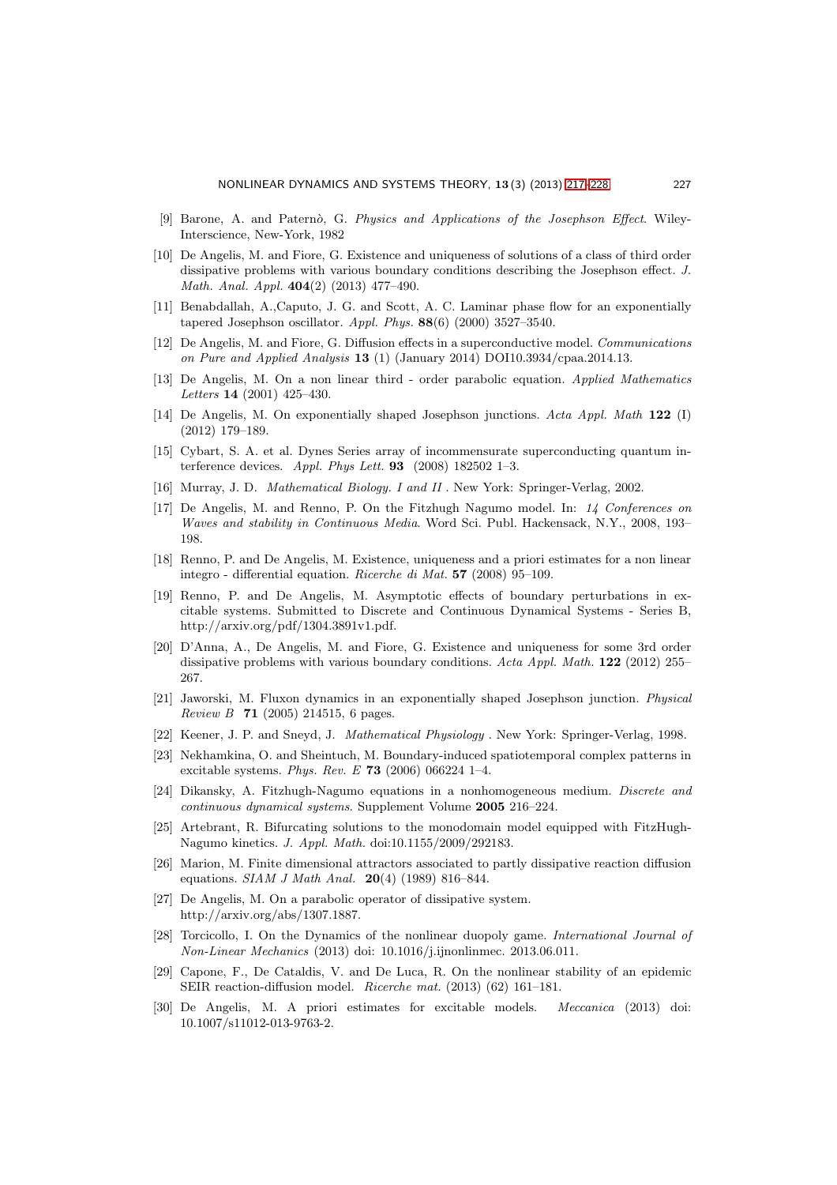[9] Barone, A. and釘Paternò, G. *Physics and Applications of the Josephson Effect*. Wiley-Interscience, New-York, 1982

[10] De Angelis, M. and Fiore, G. Existence and uniqueness of solutions of a class of third order dissipative problems with various boundary conditions describing the Josephson effect. *J. Math. Anal. Appl.* **404**(2) (2013) 477–490.

[11] Benabdallah, A.,Caputo, J. G. and Scott, A. C. Laminar phase flow for an exponentially tapered Josephson oscillator. *Appl. Phys.* **88**(6) (2000) 3527–3540.

[12] De Angelis, M. and Fiore, G. Diffusion effects in a superconductive model. *Communications on Pure and Applied Analysis* **13** (1) (January 2014) DOI10.3934/cpaa.2014.13.

[13] De Angelis, M. On a non linear third - order parabolic equation. *Applied Mathematics Letters* **14** (2001) 425–430.

[14] De Angelis, M. On exponentially shaped Josephson junctions. *Acta Appl. Math* **122** (I) (2012) 179–189.

[15] Cybart, S. A. et al. Dynes Series array of incommensurate superconducting quantum interference devices. *Appl. Phys Lett.* **93** (2008) 182502 1–3.

[16] Murray, J. D. *Mathematical Biology. I and II* . New York: Springer-Verlag, 2002.

[17] De Angelis, M. and Renno, P. On the Fitzhugh Nagumo model. In: *14 Conferences on Waves and stability in Continuous Media*. Word Sci. Publ. Hackensack, N.Y., 2008, 193–198.

[18] Renno, P. and De Angelis, M. Existence, uniqueness and a priori estimates for a non linear integro - differential equation. *Ricerche di Mat.* **57** (2008) 95–109.

[19] Renno, P. and De Angelis, M. Asymptotic effects of boundary perturbations in excitable systems. Submitted to Discrete and Continuous Dynamical Systems - Series B, http://arxiv.org/pdf/1304.3891v1.pdf.

[20] D'Anna, A., De Angelis, M. and Fiore, G. Existence and uniqueness for some 3rd order dissipative problems with various boundary conditions. *Acta Appl. Math.* **122** (2012) 255–267.

[21] Jaworski, M. Fluxon dynamics in an exponentially shaped Josephson junction. *Physical Review B* **71** (2005) 214515, 6 pages.

[22] Keener, J. P. and Sneyd, J. *Mathematical Physiology* . New York: Springer-Verlag, 1998.

[23] Nekhamkina, O. and Sheintuch, M. Boundary-induced spatiotemporal complex patterns in excitable systems. *Phys. Rev. E* **73** (2006) 066224 1–4.

[24] Dikansky, A. Fitzhugh-Nagumo equations in a nonhomogeneous medium. *Discrete and continuous dynamical systems*. Supplement Volume **2005** 216–224.

[25] Artebrant, R. Bifurcating solutions to the monodomain model equipped with FitzHugh-Nagumo kinetics. *J. Appl. Math.* doi:10.1155/2009/292183.

[26] Marion, M. Finite dimensional attractors associated to partly dissipative reaction diffusion equations. *SIAM J Math Anal.* **20**(4) (1989) 816–844.

[27] De Angelis, M. On a parabolic operator of dissipative system. http://arxiv.org/abs/1307.1887.

[28] Torcicollo, I. On the Dynamics of the nonlinear duopoly game. *International Journal of Non-Linear Mechanics* (2013) doi: 10.1016/j.ijnonlinmec. 2013.06.011.

[29] Capone, F., De Cataldis, V. and De Luca, R. On the nonlinear stability of an epidemic SEIR reaction-diffusion model. *Ricerche mat.* (2013) (62) 161–181.

[30] De Angelis, M. A priori estimates for excitable models. *Meccanica* (2013) doi: 10.1007/s11012-013-9763-2.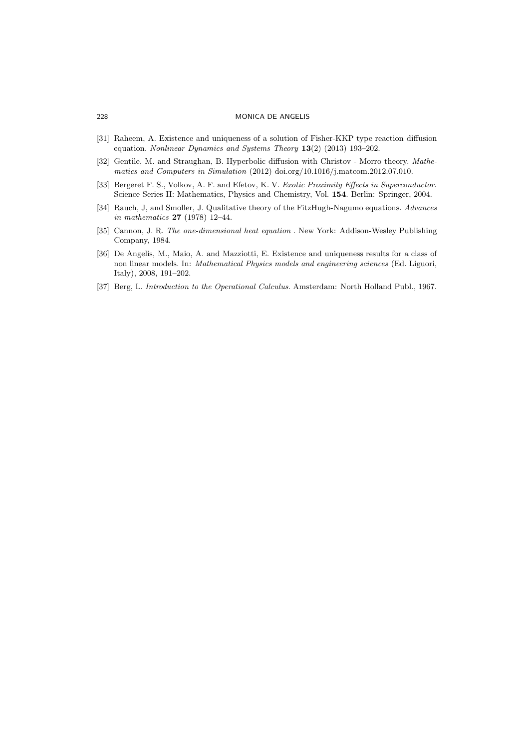[31] Raheem, A. Existence and uniqueness of a solution of Fisher-KKP type reaction diffusion equation. *Nonlinear Dynamics and Systems Theory* **13**(2) (2013) 193–202.

[32] Gentile, M. and Straughan, B. Hyperbolic diffusion with Christov - Morro theory. *Mathematics and Computers in Simulation* (2012) doi.org/10.1016/j.matcom.2012.07.010.

[33] Bergeret F. S., Volkov, A. F. and Efetov, K. V. *Exotic Proximity Effects in Superconductor*. Science Series II: Mathematics, Physics and Chemistry, Vol. **154**. Berlin: Springer, 2004.

[34] Rauch, J, and Smoller, J. Qualitative theory of the FitzHugh-Nagumo equations. *Advances in mathematics* **27** (1978) 12–44.

[35] Cannon, J. R. *The one-dimensional heat equation* . New York: Addison-Wesley Publishing Company, 1984.

[36] De Angelis, M., Maio, A. and Mazziotti, E. Existence and uniqueness results for a class of non linear models. In: *Mathematical Physics models and engineering sciences* (Ed. Liguori, Italy), 2008, 191–202.

[37] Berg, L. *Introduction to the Operational Calculus*. Amsterdam: North Holland Publ., 1967.